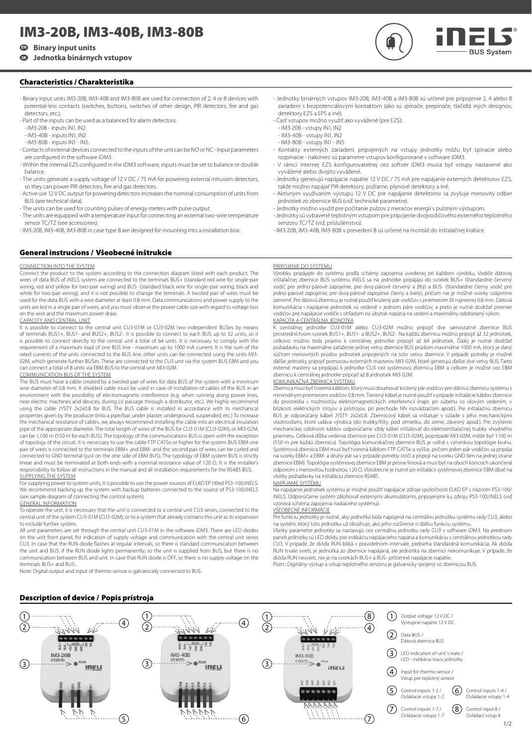# IM3-20B, IM3-40B, IM3-80B

**EN Binary input units**

**SK Jednotka binárnych vstupov**

## Characteristics / Charakteristika

- Binary input units IM3-20B, IM3-40B and IM3-80B are used for connection of 2, 4 or 8 devices with potential-less contacts (switches, buttons, switches of other design, PIR detectors, fire and gas detectors, etc.).
- Part of the inputs can be used as a balanced for alarm detectors:
  - IM3-20B - inputs IN1, IN2
  - IM3-40B - inputs IN1, IN2
  - IM3-80B - inputs IN1 - IN5.
- Contacts of external devices connected to the inputs of the unit can be NO or NC - Input parameters are configured in the software iDM3.
- Within the internal EZS configured in the iDM3 software, inputs must be set to balance or double balance.
- The units generate a supply voltage of 12 V DC / 75 mA for powering external intrusion detectors, so they can power PIR detectors, fire and gas detectors.
- Active use 12 V DC output for powering detectors increases the nominal consumption of units from BUS (see technical data).
- The units can be used for counting pulses of energy meters with pulse output.
- The units are equipped with a temperature input for connecting an external two-wire temperature sensor TC/TZ (see accessories).
- IM3-20B, IM3-40B, IM3-80B in case type B are designed for mounting into a installation box.

- Jednotky binárnych vstupov IM3-20B, IM3-40B a IM3-80B sú určené pre pripojenie 2, 4 alebo 8 zariadení s bezpotenciálovým kontaktom (ako sú spínače, prepínače, tlačidlá iných designov, detektory EZS a EPS a iné).
- Časť vstupov možno využiť ako vyvážené (pre EZS):
  - IM3-20B - vstupy IN1, IN2
  - IM3-40B - vstupy IN1, IN2
  - IM3-80B - vstupy IN1 - IN5
- Kontakty externých zariadení, pripojených na vstupy jednotky môžu byť spínacie alebo rozpínacie - nakoniec sú parametre vstupov konfigurované v software iDM3.
- V rámci internej EZS konfigurovateľnej cez softvér iDM3 musia byť vstupy nastavené ako vyvážené alebo dvojito vyvážené.
- Jednotky generujú napájacie napätie 12 V DC / 75 mA pre napájanie externých detektorov EZS, takže možno napájať PIR detektory, požiarne, plynové detektory a iné.
- Aktívnym využívaním výstupu 12 V DC pre napájanie detektorov sa zvyšuje menovitý odber jednotiek zo zbernice BUS (viď. technické parametre).
- Jednotky možno využiť pre počítanie pulzov z meračov energií s pulzným výstupom.
- Jednotky sú vybavené teplotným vstupom pre pripojenie dvojvodičového externého teplotného senzoru TC/TZ (viď. príslušenstvo).
- IM3-20B, IM3-40B, IM3-80B v prevedení B sú určené na montáž do inštalačnej krabice.

## General instrucions / Všeobecné inštrukcie

CONNECTION INTO THE SYSTEM

Connect the product to the system according to the connection diagram listed with each product. The wires of data BUS of iNELS system are connected to the terminals BUS+ (standard red wire for single-pair wiring, red and yellow for two-pair wiring) and BUS- (standard black wire for single-pair wiring, black and white for two-pair wiring) and it is not possible to change the terminals. A twisted pair of wires must be used for the data BUS with a wire diameter at least 0.8 mm. Data communications and power supply to the units are led in a single pair of wires, and you must observe the power cable size with regard to voltage loss on the wire and the maximum power draw.

CAPACITY AND CENTRAL UNIT

It is possible to connect to the central unit CU3-01M or CU3-02M two independent BUSes by means of terminals BUS1+, BUS1- and BUS2+, BUS2-. It is possible to connect to each BUS up to 32 units, so it is possible to connect directly to the central unit a total of 64 units. It is necessary to comply with the requirement of a maximum load of one BUS line - maximum up to 1000 mA current. It is the sum of the rated currents of the units connected to the BUS line, other units can be connected using the units MI3-02M, which generate further BUSes. These are connected to the CU3 unit via the system BUS EBM and you can connect a total of 8 units via EBM BUS to the central unit MI3-02M.

COMMUNICATION BUS OF THE SYSTEM

The BUS must have a cable created by a twisted pair of wires for data BUS of the system with a minimum wire diameter of 0.8 mm. A shielded cable must be used in case of installation of cables of the BUS in an environment with the possibility of electromagnetic interference (e.g. when running along power lines, near electric machines and devices, during LV passage through a distributor, etc.). We highly recommend using the cable JYSTY 2x2x0.8 for BUS. The BUS cable is installed in accordance with its mechanical properties given by the producer (into a pipe/bar, under plaster, underground, suspended, etc.) To increase the mechanical resistance of cables, we always recommend installing the cable into an electrical insulation pipe of the appropriate diameter. The total length of wires of the BUS for CU3-01M (CU3-02M), or MI3-02M, can be 1,100 m (550 m for each BUS). The topology of the communications BUS is open with the exception of topology of the circuit. It is necessary to use the cable FTP CAT5e or higher for the system BUS EBM one pair of wires is connected to the terminals EBM+ and EBM- and the second pair of wires can be curled and connected to GND terminal (just on the one side of EBM BUS). The typology of EBM system BUS is strictly linear and must be terminated at both ends with a nominal resistance value of 120 Ω. It is the installer's responsibility to follow all instructions in the manual and all installation requirements for the RS485 BUS.

SUPPLYING THE SYSTEM

For supplying power to system units, it is possible to use the power sources of ELKO EP titled PS3-100/iNELS. We recommend backing up the system with backup batteries connected to the source of PS3-100/iNELS (see sample diagram of connecting the control system).

GENERAL INFORMATION

To operate the unit, it is necessary that the unit is connected to a central unit CU3 series, connected to the central unit of the system CU3-01M (CU3-02M), or to a system that already contains this unit as its expansion to include further system.

All unit parameters are set through the central unit CU3-01M in the software iDM3. There are LED diodes on the unit front panel, for indication of supply voltage and communication with the central unit series CU3. In case that the RUN diode flashes at regular intervals, so there is standard communication between the unit and BUS. If the RUN diode lights permanently, so the unit is supplied from BUS, but there is no communication between BUS and unit. In case that RUN diode is OFF, so there is no supply voltage on the terminals BUS+ and BUS-.

Note: Digital output and input of thermo sensor is galvanically connected to BUS.

PRIPOJENIE DO SYSTÉMU

Výrobky pripájajte do systému podľa schémy zapojenia uvedenej pri každom výrobku. Vodiče dátovej inštalačnej zbernice BUS systému iNELS sa na jednotke pripájajú do svoriek BUS+ (štandardne červený vodič pre jedno-párové zapojenie, pre dvoj-párové červený a žltý) a BUS- (štandardne čierny vodič pre jedno-párové zapojenie, pre dvoj-párové zapojenie čierny a biely), pričom nie je možné svorky vzájomne zameniť. Pre dátovú zbernicu je nutné použiť krútený pár vodičov s priemerom žíl najmenej 0.8 mm. Dátová komunikácia i napájanie jednotiek sú vedené v jednom páre vodičov, a preto je nutné dodržať priemer vodičov pre napájacie vodiče s ohľadom na úbytok napätia na vedení a maximálny odoberaný výkon.

KAPACITA A CENTRÁLNA JEDNOTKA

K centrálnej jednotke CU3-01M alebo CU3-02M možno pripojiť dve samostatné zbernice BUS prostredníctvom svoriek BUS1+, BUS1- a BUS2+, BUS2-. Na každú zbernicu možno pripojiť až 32 jednotiek, celkovo možno teda priamo k centrálnej jednotke pripojiť až 64 jednotiek. Ďalej je nutné dodržať požiadavku na maximálne zaťaženie jednej vetvy zbernice BUS prúdom maximálne 1000 mA, ktorý je daný súčtom menovitých prúdov jednotiek pripojených na túto vetvu zbernice. V prípade potreby je možné ďalšie jednotky pripojiť pomocou externých masterov MI3-02M, ktoré generujú ďalšie dve vetvy BUS. Tieto externé mastery sa pripájajú k jednotke CU3 cez systémovú zbernicu EBM a celkom je možné cez EBM zbernicu k centrálnej jednotke pripojiť až 8 jednotiek MI3-02M.

KOMUNIKAČNÁ ZBERNICA SYSTÉMU

Zbernica musí byť tvorená káblom, ktorý musí obsahovať krútený pár vodičov pre dátovú zbernicu systému s minimálnym priemerom vodičov 0.8 mm. Tienený kábel je nutné použiť v prípade inštalácie káblov zbernice do prostredia s možnosťou elektromagnetických interferencií (napr. pri súbehu so silovým vedením, v blízkosti elektrických strojov a prístrojov, pri prechode NN rozvádzačom apod.). Pre inštaláciu zbernice BUS je odporúčaný kábel JYSTY 2x2x0.8. Zbernicový kábel sa inštaluje v súlade s jeho mechanickými vlastnosťami, ktoré udáva výrobca (do trubky/lišty, pod omietku, do zeme, závesný apod.). Pre zvýšenie mechanickej odolnosti káblov odporúčame vždy kábel inštalovať do elektroinštalačnej trubky vhodného priemeru. Celková dĺžka vedenia zbernice pre CU3-01M (CU3-02M), poprípade MI3-02M, môže byť 1100 m (550 m pre každú zbernicu). Topológia komunikačnej zbernice BUS je voľná s výnimkou topológie kruhu. Systémová zbernica EBM musí byť tvorená káblom FTP CAT5e a vyššie, pričom jeden pár vodičov sa pripája na svorky EBM+ a EBM- a druhý pár sa v prípade potreby stočí a pripojí na svorku GND (len na jednej strane zbernice EBM). Topológia systémovej zbernice EBM je prísne líniová a musí byť na oboch koncoch ukončená odporom s menovitou hodnotou 120 Ω. Všeobecne je nutné pri inštalácii systémovej zbernice EBM dbať na všetky požiadavky na inštaláciu zbernice RS485.

NAPÁJANIE SYSTÉMU

Na napájanie jednotiek systému je možné použiť napájacie zdroje spoločnosti ELKO EP s názvom PS3-100/iNELS. Odporúčame systém zálohovať externými akumulátormi, pripojenými ku zdroju PS3-100/iNELS (viď vzorová schéma zapojenia riadiaceho systému).

VŠEOBECNÉ INFORMÁCIE

Pre funkciu jednotky je nutné, aby jednotka bola napojená na centrálnu jednotku systému rady CU3, alebo na systém, ktorý túto jednotku už obsahuje, ako jeho rozšírenie o ďalšiu funkciu systému.

Všetky parametre jednotky sa nastavujú cez centrálnu jednotku rady CU3 v software iDM3. Na prednom paneli jednotky sú LED diódy, pre indikáciu napájacieho napätia a komunikácie s centrálnou jednotkou rady CU3. V prípade, že dióda RUN bliká v pravidelnom intervale, prebieha štandardná komunikácia. Ak dióda RUN trvale svieti, je jednotka zo zbernice BUS napájaná, ale jednotka na zbernici nekomunikuje. V prípade, že dióda RUN nesvieti, nie je na svorkách BUS+ a BUS- prítomné napájacie napätie.

Pozn.: Digitálny výstup a vstup teplotného senzoru je galvanicky spojený so zbernicou BUS.

## Description of device / Popis prístroja

1. Output voltage 12 V DC / Výstupné napätie 12 V DC
2. Data BUS / Dátová zbernica BUS
3. LED indication of unit´s state / LED - indikácia stavu jednotky
4. Input for thermo sensor / Vstup pre teplotný senzor
5. Control inputs 1-2 / Ovládacie vstupy 1-2
6. Control inputs 1-4 / Ovládacie vstupy 1-4
7. Control inputs 1-7 / Ovládacie vstupy 1-7
8. Control input 8 / Ovládací vstup 8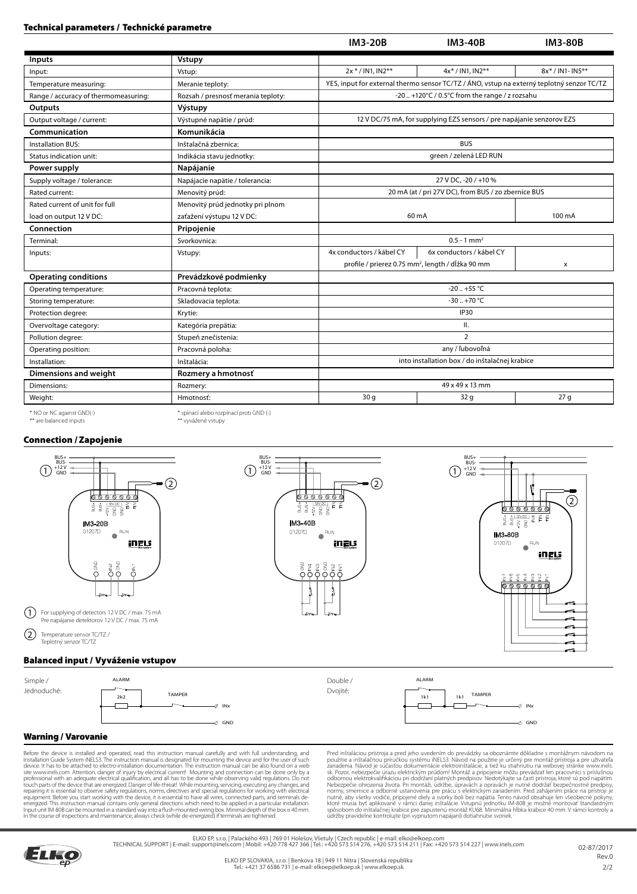## Technical parameters / Technické parametre

| | | IM3-20B | IM3-40B | IM3-80B |
|---|---|---|---|---|
| **Inputs** | **Vstupy** | | | |
| Input: | Vstup: | 2x * / IN1, IN2** | 4x* / IN1, IN2** | 8x* / IN1- IN5** |
| Temperature measuring: | Meranie teploty: | YES, input for external thermo sensor TC/TZ / ÁNO, vstup na externý teplotný senzor TC/TZ | | |
| Range / accuracy of thermomeasuring: | Rozsah / presnosť merania teploty: | -20 .. +120°C / 0.5°C from the range / z rozsahu | | |
| **Outputs** | **Výstupy** | | | |
| Output voltage / current: | Výstupné napätie / prúd: | 12 V DC/75 mA, for supplying EZS sensors / pre napájanie senzorov EZS | | |
| **Communication** | **Komunikácia** | | | |
| Installation BUS: | Inštalačná zbernica: | BUS | | |
| Status indication unit: | Indikácia stavu jednotky: | green / zelená LED RUN | | |
| **Power supply** | **Napájanie** | | | |
| Supply voltage / tolerance: | Napájacie napätie / tolerancia: | 27 V DC, -20 / +10 % | | |
| Rated current: | Menovitý prúd: | 20 mA (at / pri 27V DC), from BUS / zo zbernice BUS | | |
| Rated current of unit for full load on output 12 V DC: | Menovitý prúd jednotky pri plnom zaťažení výstupu 12 V DC: | 60 mA | | 100 mA |
| **Connection** | **Pripojenie** | | | |
| Terminal: | Svorkovnica: | 0.5 - 1 mm² | | |
| Inputs: | Vstupy: | 4x conductors / kábel CY | 6x conductors / kábel CY | x |
| | | profile / prierez 0.75 mm², length / dĺžka 90 mm | | |
| **Operating conditions** | **Prevádzkové podmienky** | | | |
| Operating temperature: | Pracovná teplota: | -20 .. +55 °C | | |
| Storing temperature: | Skladovacia teplota: | -30 .. +70 °C | | |
| Protection degree: | Krytie: | IP30 | | |
| Overvoltage category: | Kategória prepätia: | II. | | |
| Pollution degree: | Stupeň znečistenia: | 2 | | |
| Operating position: | Pracovná poloha: | any / ľubovoľná | | |
| Installation: | Inštalácia: | into installation box / do inštalačnej krabice | | |
| **Dimensions and weight** | **Rozmery a hmotnosť** | | | |
| Dimensions: | Rozmery: | 49 x 49 x 13 mm | | |
| Weight: | Hmotnosť: | 30 g | 32 g | 27 g |

\* NO or NC against GND(-)
\*\* are balanced inputs

\* spínací alebo rozpínací proti GND (-)
\*\* vyvážené vstupy

## Connection / Zapojenie

BUS+
BUS-
+12 V
GND

IM3-20B
IM3-40B
IM3-80B
RUN

1 For supplying of detectors 12 V DC / max. 75 mA
Pre napájanie detektorov 12 V DC / max. 75 mA

2 Temperature sensor TC/TZ /
Teplotný senzor TC/TZ

## Balanced input / Vyváženie vstupov

Simple / Jednoduché:
ALARM
2k2
TAMPER
INx
GND

Double / Dvojité:
ALARM
1k1
1k1
TAMPER
INx
GND

## Warning / Varovanie

Before the device is installed and operated, read this instruction manual carefully and with full understanding, and Installation Guide System iNELS3. The instruction manual is designated for mounting the device and for the user of such device. It has to be attached to electro-installation documentation. The instruction manual can be also found on a web site www.inels.com. Attention, danger of injury by electrical current! Mounting and connection can be done only by a professional with an adequate electrical qualification, and all has to be done while observing valid regulations. Do not touch parts of the device that are energized. Danger of life-threat! While mounting, servicing, executing any changes, and repairing it is essential to observe safety regulations, norms, directives and special regulations for working with electrical equipment. Before you start working with the device, it is essential to have all wires, connected parts, and terminals de-energized. This instruction manual contains only general directions which need to be applied in a particular installation. Input unit IM-80B can be mounted in a standard way into a flush-mounted wiring box. Minimal depth of the box is 40 mm. In the course of inspections and maintenance, always check (while de-energized) if terminals are tightened.

Pred inštaláciou prístroja a pred jeho uvedením do prevádzky sa oboznámte dôkladne s montážnym návodom na použitie a inštalačnou príručkou systému iNELS3. Návod na použitie je určený pre montáž prístroja a pre užívateľa zariadenia. Návod je súčasťou dokumentácie elektroinštalácie, a tiež ku stiahnutiu na webovej stránke www.inels.sk. Pozor, nebezpečie úrazu elektrickým prúdom! Montáž a pripojenie môžu prevádzať len pracovníci s príslušnou odbornou elektrokvalifikáciou pri dodržaní platných predpisov. Nedotýkajte sa častí prístroja, ktoré sú pod napätím. Nebezpečie ohrozenia života. Pri montáži, údržbe, úpravách a opravách je nutné dodržať bezpečnostné predpisy, normy, smernice a odborné ustanovenia pre prácu s elektrickým zariadením. Pred zahájením práce na prístroji je nutné, aby všetky vodiče, pripojené diely a svorky boli bez napätia. Tento návod obsahuje len všeobecné pokyny, ktoré musia byť aplikované v rámci danej inštalácie. Vstupnú jednotku IM-80B je možné montovať štandardným spôsobom do inštalačnej krabice pre zapustenú montáž KU68. Minimálna hĺbka krabice 40 mm. V rámci kontroly a údržby pravidelne kontrolujte (pri vypnutom napájaní) dotiahnutie svoriek.

ELKO EP, s.r.o. | Palackého 493 | 769 01 Holešov, Všetuly | Czech republic | e-mail: elko@elkoep.com
TECHNICAL SUPPORT | E-mail: support@inels.com | Mobil: +420 778 427 366 | Tel.: +420 573 514 276, +420 573 514 211 | Fax: +420 573 514 227 | www.inels.com

ELKO EP SLOVAKIA, s.r.o. | Benkova 18 | 949 11 Nitra | Slovenská republika
Tel.: +421 37 6586 731 | e-mail: elkoep@elkoep.sk | www.elkoep.sk

02-87/2017
Rev.0